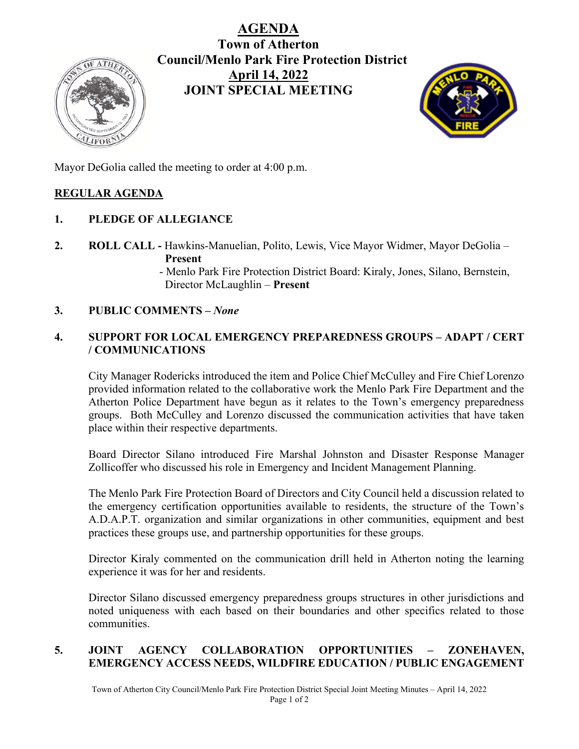# AGENDA

## Town of Atherton Council/Menlo Park Fire Protection District

## April 14, 2022

## JOINT SPECIAL MEETING

Mayor DeGolia called the meeting to order at 4:00 p.m.

## REGULAR AGENDA

**1. PLEDGE OF ALLEGIANCE**

**2. ROLL CALL -** Hawkins-Manuelian, Polito, Lewis, Vice Mayor Widmer, Mayor DeGolia – **Present**
- Menlo Park Fire Protection District Board: Kiraly, Jones, Silano, Bernstein, Director McLaughlin – **Present**

**3. PUBLIC COMMENTS –** ***None***

**4. SUPPORT FOR LOCAL EMERGENCY PREPAREDNESS GROUPS – ADAPT / CERT / COMMUNICATIONS**

City Manager Rodericks introduced the item and Police Chief McCulley and Fire Chief Lorenzo provided information related to the collaborative work the Menlo Park Fire Department and the Atherton Police Department have begun as it relates to the Town's emergency preparedness groups. Both McCulley and Lorenzo discussed the communication activities that have taken place within their respective departments.

Board Director Silano introduced Fire Marshal Johnston and Disaster Response Manager Zollicoffer who discussed his role in Emergency and Incident Management Planning.

The Menlo Park Fire Protection Board of Directors and City Council held a discussion related to the emergency certification opportunities available to residents, the structure of the Town's A.D.A.P.T. organization and similar organizations in other communities, equipment and best practices these groups use, and partnership opportunities for these groups.

Director Kiraly commented on the communication drill held in Atherton noting the learning experience it was for her and residents.

Director Silano discussed emergency preparedness groups structures in other jurisdictions and noted uniqueness with each based on their boundaries and other specifics related to those communities.

**5. JOINT AGENCY COLLABORATION OPPORTUNITIES – ZONEHAVEN, EMERGENCY ACCESS NEEDS, WILDFIRE EDUCATION / PUBLIC ENGAGEMENT**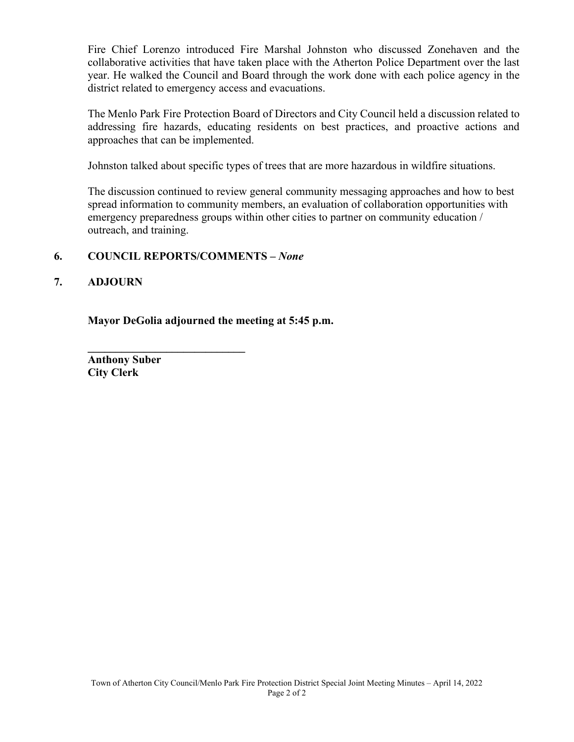Fire Chief Lorenzo introduced Fire Marshal Johnston who discussed Zonehaven and the collaborative activities that have taken place with the Atherton Police Department over the last year. He walked the Council and Board through the work done with each police agency in the district related to emergency access and evacuations.

The Menlo Park Fire Protection Board of Directors and City Council held a discussion related to addressing fire hazards, educating residents on best practices, and proactive actions and approaches that can be implemented.

Johnston talked about specific types of trees that are more hazardous in wildfire situations.

The discussion continued to review general community messaging approaches and how to best spread information to community members, an evaluation of collaboration opportunities with emergency preparedness groups within other cities to partner on community education / outreach, and training.

## 6. COUNCIL REPORTS/COMMENTS – *None*

## 7. ADJOURN

**Mayor DeGolia adjourned the meeting at 5:45 p.m.**

**____________________________**
**Anthony Suber**
**City Clerk**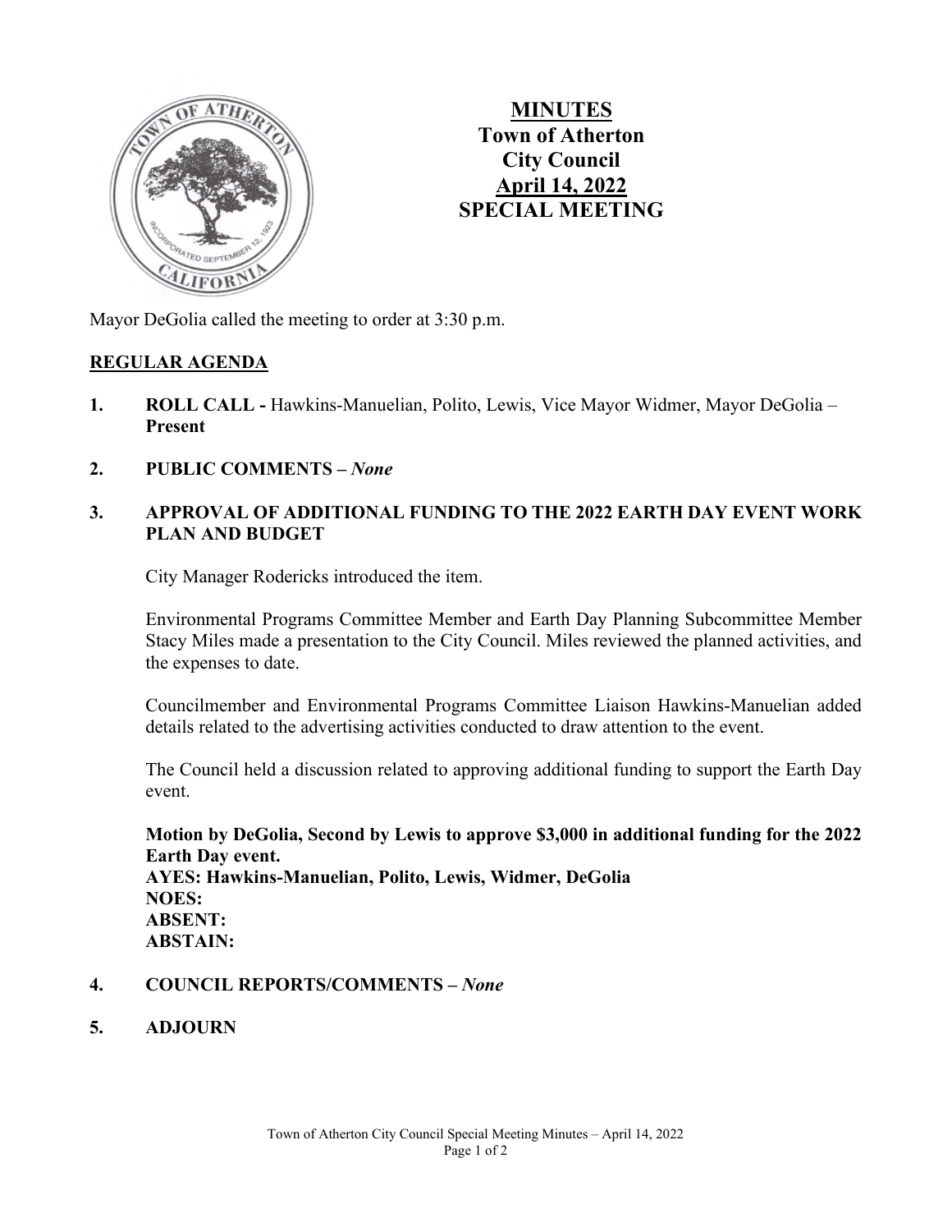# MINUTES
# Town of Atherton
# City Council
# April 14, 2022
# SPECIAL MEETING

Mayor DeGolia called the meeting to order at 3:30 p.m.

## REGULAR AGENDA

**1. ROLL CALL -** Hawkins-Manuelian, Polito, Lewis, Vice Mayor Widmer, Mayor DeGolia – **Present**

**2. PUBLIC COMMENTS –** ***None***

**3. APPROVAL OF ADDITIONAL FUNDING TO THE 2022 EARTH DAY EVENT WORK PLAN AND BUDGET**

City Manager Rodericks introduced the item.

Environmental Programs Committee Member and Earth Day Planning Subcommittee Member Stacy Miles made a presentation to the City Council. Miles reviewed the planned activities, and the expenses to date.

Councilmember and Environmental Programs Committee Liaison Hawkins-Manuelian added details related to the advertising activities conducted to draw attention to the event.

The Council held a discussion related to approving additional funding to support the Earth Day event.

**Motion by DeGolia, Second by Lewis to approve $3,000 in additional funding for the 2022 Earth Day event.**
**AYES: Hawkins-Manuelian, Polito, Lewis, Widmer, DeGolia**
**NOES:**
**ABSENT:**
**ABSTAIN:**

**4. COUNCIL REPORTS/COMMENTS –** ***None***

**5. ADJOURN**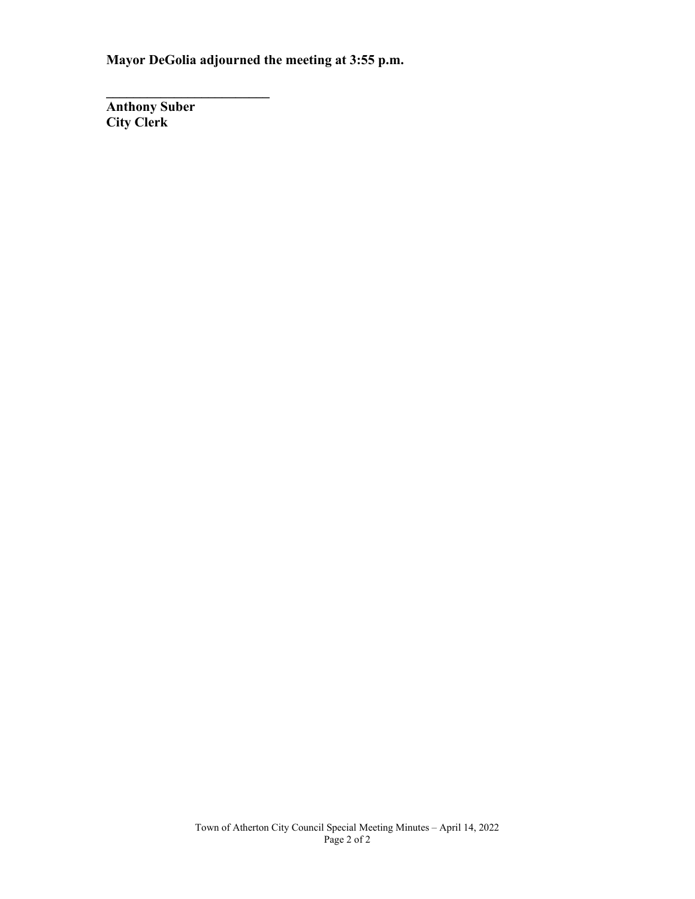**Mayor DeGolia adjourned the meeting at 3:55 p.m.**

\_\_\_\_\_\_\_\_\_\_\_\_\_\_\_\_\_\_\_\_\_\_\_\_\_

**Anthony Suber**
**City Clerk**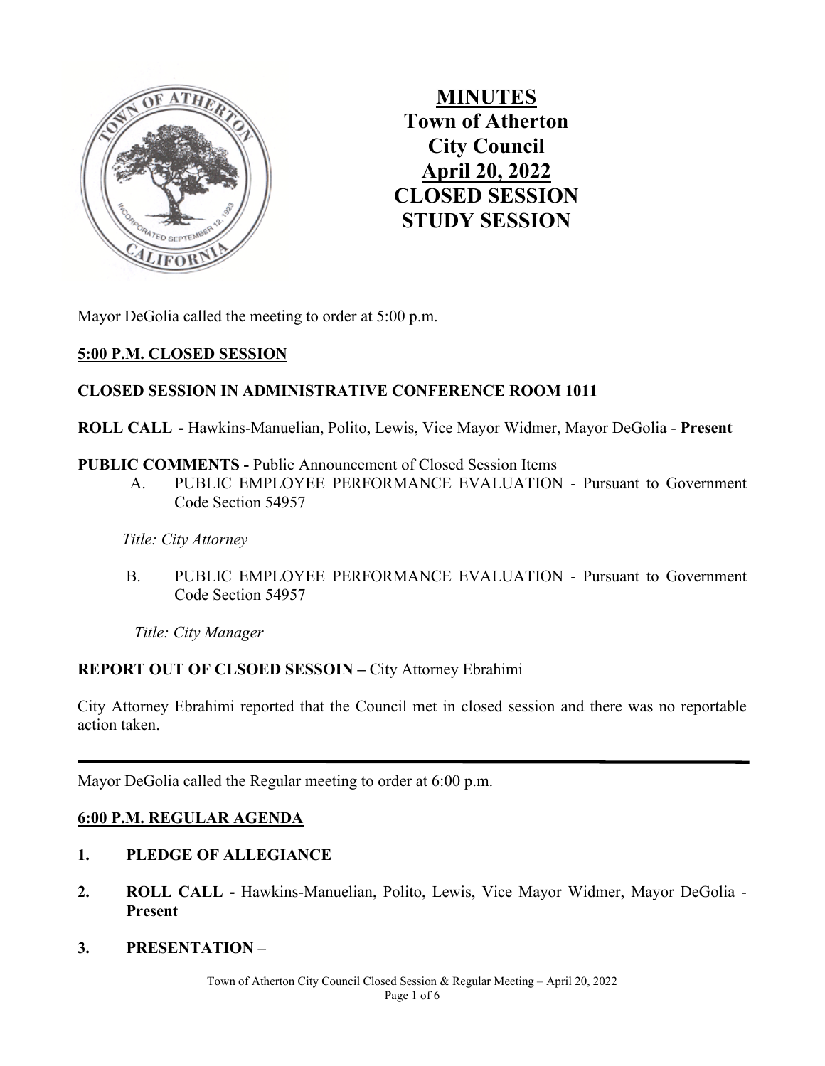# MINUTES
# Town of Atherton
# City Council
# April 20, 2022
# CLOSED SESSION
# STUDY SESSION

Mayor DeGolia called the meeting to order at 5:00 p.m.

**5:00 P.M. CLOSED SESSION**

**CLOSED SESSION IN ADMINISTRATIVE CONFERENCE ROOM 1011**

**ROLL CALL -** Hawkins-Manuelian, Polito, Lewis, Vice Mayor Widmer, Mayor DeGolia - **Present**

**PUBLIC COMMENTS -** Public Announcement of Closed Session Items

A. PUBLIC EMPLOYEE PERFORMANCE EVALUATION - Pursuant to Government Code Section 54957

*Title: City Attorney*

B. PUBLIC EMPLOYEE PERFORMANCE EVALUATION - Pursuant to Government Code Section 54957

*Title: City Manager*

**REPORT OUT OF CLSOED SESSOIN –** City Attorney Ebrahimi

City Attorney Ebrahimi reported that the Council met in closed session and there was no reportable action taken.

---

Mayor DeGolia called the Regular meeting to order at 6:00 p.m.

**6:00 P.M. REGULAR AGENDA**

1. **PLEDGE OF ALLEGIANCE**

2. **ROLL CALL -** Hawkins-Manuelian, Polito, Lewis, Vice Mayor Widmer, Mayor DeGolia - **Present**

3. **PRESENTATION –**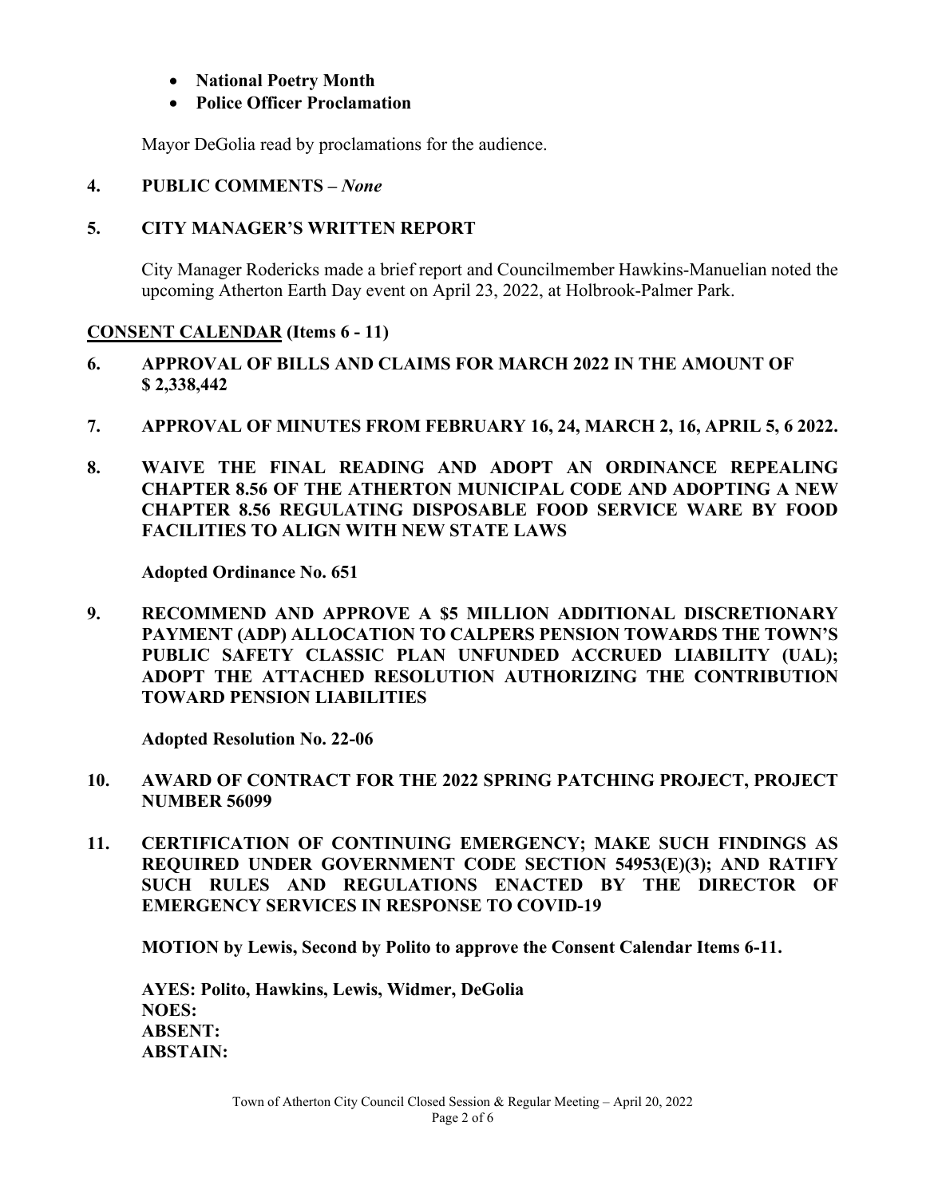- **National Poetry Month**
- **Police Officer Proclamation**

Mayor DeGolia read by proclamations for the audience.

**4. PUBLIC COMMENTS –** ***None***

**5. CITY MANAGER'S WRITTEN REPORT**

City Manager Rodericks made a brief report and Councilmember Hawkins-Manuelian noted the upcoming Atherton Earth Day event on April 23, 2022, at Holbrook-Palmer Park.

**CONSENT CALENDAR (Items 6 - 11)**

**6. APPROVAL OF BILLS AND CLAIMS FOR MARCH 2022 IN THE AMOUNT OF $ 2,338,442**

**7. APPROVAL OF MINUTES FROM FEBRUARY 16, 24, MARCH 2, 16, APRIL 5, 6 2022.**

**8. WAIVE THE FINAL READING AND ADOPT AN ORDINANCE REPEALING CHAPTER 8.56 OF THE ATHERTON MUNICIPAL CODE AND ADOPTING A NEW CHAPTER 8.56 REGULATING DISPOSABLE FOOD SERVICE WARE BY FOOD FACILITIES TO ALIGN WITH NEW STATE LAWS**

**Adopted Ordinance No. 651**

**9. RECOMMEND AND APPROVE A $5 MILLION ADDITIONAL DISCRETIONARY PAYMENT (ADP) ALLOCATION TO CALPERS PENSION TOWARDS THE TOWN'S PUBLIC SAFETY CLASSIC PLAN UNFUNDED ACCRUED LIABILITY (UAL); ADOPT THE ATTACHED RESOLUTION AUTHORIZING THE CONTRIBUTION TOWARD PENSION LIABILITIES**

**Adopted Resolution No. 22-06**

**10. AWARD OF CONTRACT FOR THE 2022 SPRING PATCHING PROJECT, PROJECT NUMBER 56099**

**11. CERTIFICATION OF CONTINUING EMERGENCY; MAKE SUCH FINDINGS AS REQUIRED UNDER GOVERNMENT CODE SECTION 54953(E)(3); AND RATIFY SUCH RULES AND REGULATIONS ENACTED BY THE DIRECTOR OF EMERGENCY SERVICES IN RESPONSE TO COVID-19**

**MOTION by Lewis, Second by Polito to approve the Consent Calendar Items 6-11.**

**AYES: Polito, Hawkins, Lewis, Widmer, DeGolia**
**NOES:**
**ABSENT:**
**ABSTAIN:**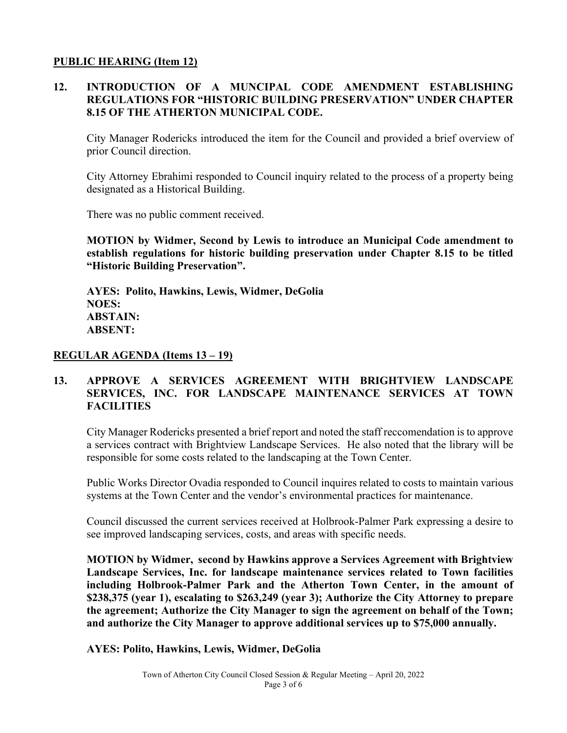## PUBLIC HEARING (Item 12)

### 12. INTRODUCTION OF A MUNCIPAL CODE AMENDMENT ESTABLISHING REGULATIONS FOR "HISTORIC BUILDING PRESERVATION" UNDER CHAPTER 8.15 OF THE ATHERTON MUNICIPAL CODE.

City Manager Rodericks introduced the item for the Council and provided a brief overview of prior Council direction.

City Attorney Ebrahimi responded to Council inquiry related to the process of a property being designated as a Historical Building.

There was no public comment received.

**MOTION by Widmer, Second by Lewis to introduce an Municipal Code amendment to establish regulations for historic building preservation under Chapter 8.15 to be titled "Historic Building Preservation".**

**AYES: Polito, Hawkins, Lewis, Widmer, DeGolia**
**NOES:**
**ABSTAIN:**
**ABSENT:**

## REGULAR AGENDA (Items 13 – 19)

### 13. APPROVE A SERVICES AGREEMENT WITH BRIGHTVIEW LANDSCAPE SERVICES, INC. FOR LANDSCAPE MAINTENANCE SERVICES AT TOWN FACILITIES

City Manager Rodericks presented a brief report and noted the staff reccomendation is to approve a services contract with Brightview Landscape Services. He also noted that the library will be responsible for some costs related to the landscaping at the Town Center.

Public Works Director Ovadia responded to Council inquires related to costs to maintain various systems at the Town Center and the vendor's environmental practices for maintenance.

Council discussed the current services received at Holbrook-Palmer Park expressing a desire to see improved landscaping services, costs, and areas with specific needs.

**MOTION by Widmer, second by Hawkins approve a Services Agreement with Brightview Landscape Services, Inc. for landscape maintenance services related to Town facilities including Holbrook-Palmer Park and the Atherton Town Center, in the amount of $238,375 (year 1), escalating to $263,249 (year 3); Authorize the City Attorney to prepare the agreement; Authorize the City Manager to sign the agreement on behalf of the Town; and authorize the City Manager to approve additional services up to $75,000 annually.**

**AYES: Polito, Hawkins, Lewis, Widmer, DeGolia**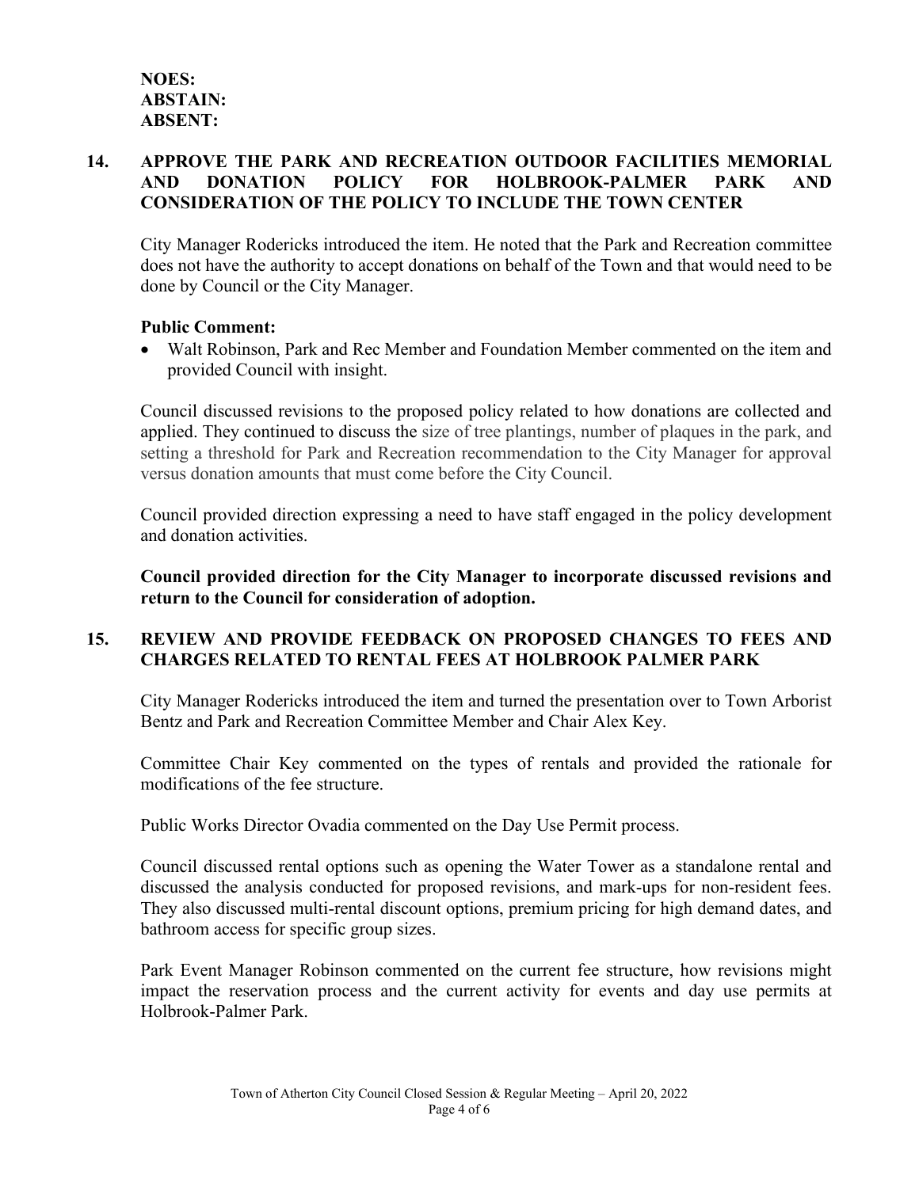**NOES:**
**ABSTAIN:**
**ABSENT:**

## 14. APPROVE THE PARK AND RECREATION OUTDOOR FACILITIES MEMORIAL AND DONATION POLICY FOR HOLBROOK-PALMER PARK AND CONSIDERATION OF THE POLICY TO INCLUDE THE TOWN CENTER

City Manager Rodericks introduced the item. He noted that the Park and Recreation committee does not have the authority to accept donations on behalf of the Town and that would need to be done by Council or the City Manager.

**Public Comment:**

- Walt Robinson, Park and Rec Member and Foundation Member commented on the item and provided Council with insight.

Council discussed revisions to the proposed policy related to how donations are collected and applied. They continued to discuss the size of tree plantings, number of plaques in the park, and setting a threshold for Park and Recreation recommendation to the City Manager for approval versus donation amounts that must come before the City Council.

Council provided direction expressing a need to have staff engaged in the policy development and donation activities.

**Council provided direction for the City Manager to incorporate discussed revisions and return to the Council for consideration of adoption.**

## 15. REVIEW AND PROVIDE FEEDBACK ON PROPOSED CHANGES TO FEES AND CHARGES RELATED TO RENTAL FEES AT HOLBROOK PALMER PARK

City Manager Rodericks introduced the item and turned the presentation over to Town Arborist Bentz and Park and Recreation Committee Member and Chair Alex Key.

Committee Chair Key commented on the types of rentals and provided the rationale for modifications of the fee structure.

Public Works Director Ovadia commented on the Day Use Permit process.

Council discussed rental options such as opening the Water Tower as a standalone rental and discussed the analysis conducted for proposed revisions, and mark-ups for non-resident fees. They also discussed multi-rental discount options, premium pricing for high demand dates, and bathroom access for specific group sizes.

Park Event Manager Robinson commented on the current fee structure, how revisions might impact the reservation process and the current activity for events and day use permits at Holbrook-Palmer Park.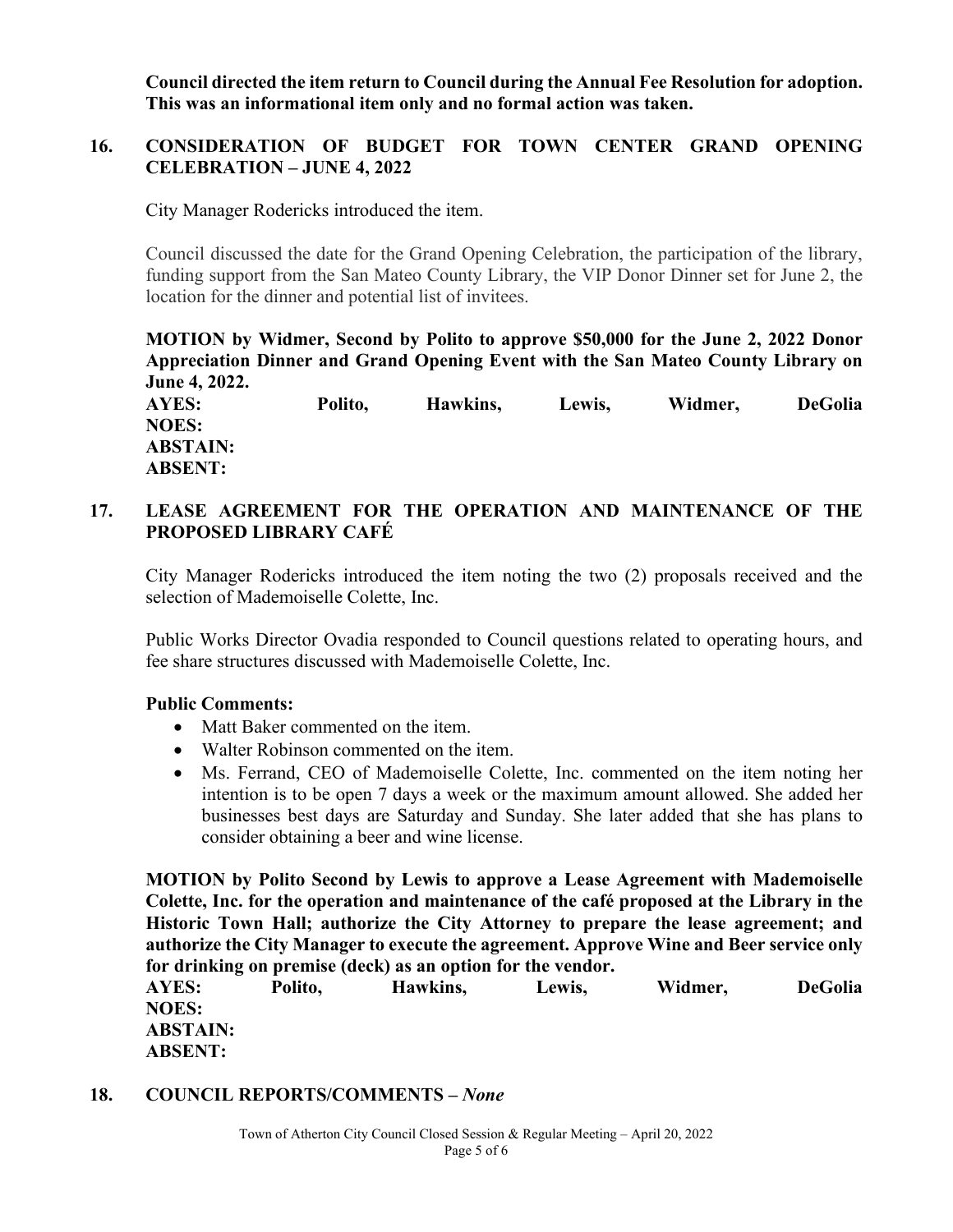**Council directed the item return to Council during the Annual Fee Resolution for adoption. This was an informational item only and no formal action was taken.**

## 16. CONSIDERATION OF BUDGET FOR TOWN CENTER GRAND OPENING CELEBRATION – JUNE 4, 2022

City Manager Rodericks introduced the item.

Council discussed the date for the Grand Opening Celebration, the participation of the library, funding support from the San Mateo County Library, the VIP Donor Dinner set for June 2, the location for the dinner and potential list of invitees.

**MOTION by Widmer, Second by Polito to approve $50,000 for the June 2, 2022 Donor Appreciation Dinner and Grand Opening Event with the San Mateo County Library on June 4, 2022.**

**AYES: Polito, Hawkins, Lewis, Widmer, DeGolia**
**NOES:**
**ABSTAIN:**
**ABSENT:**

## 17. LEASE AGREEMENT FOR THE OPERATION AND MAINTENANCE OF THE PROPOSED LIBRARY CAFÉ

City Manager Rodericks introduced the item noting the two (2) proposals received and the selection of Mademoiselle Colette, Inc.

Public Works Director Ovadia responded to Council questions related to operating hours, and fee share structures discussed with Mademoiselle Colette, Inc.

**Public Comments:**

- Matt Baker commented on the item.
- Walter Robinson commented on the item.
- Ms. Ferrand, CEO of Mademoiselle Colette, Inc. commented on the item noting her intention is to be open 7 days a week or the maximum amount allowed. She added her businesses best days are Saturday and Sunday. She later added that she has plans to consider obtaining a beer and wine license.

**MOTION by Polito Second by Lewis to approve a Lease Agreement with Mademoiselle Colette, Inc. for the operation and maintenance of the café proposed at the Library in the Historic Town Hall; authorize the City Attorney to prepare the lease agreement; and authorize the City Manager to execute the agreement. Approve Wine and Beer service only for drinking on premise (deck) as an option for the vendor.**

**AYES: Polito, Hawkins, Lewis, Widmer, DeGolia**
**NOES:**
**ABSTAIN:**
**ABSENT:**

## 18. COUNCIL REPORTS/COMMENTS – *None*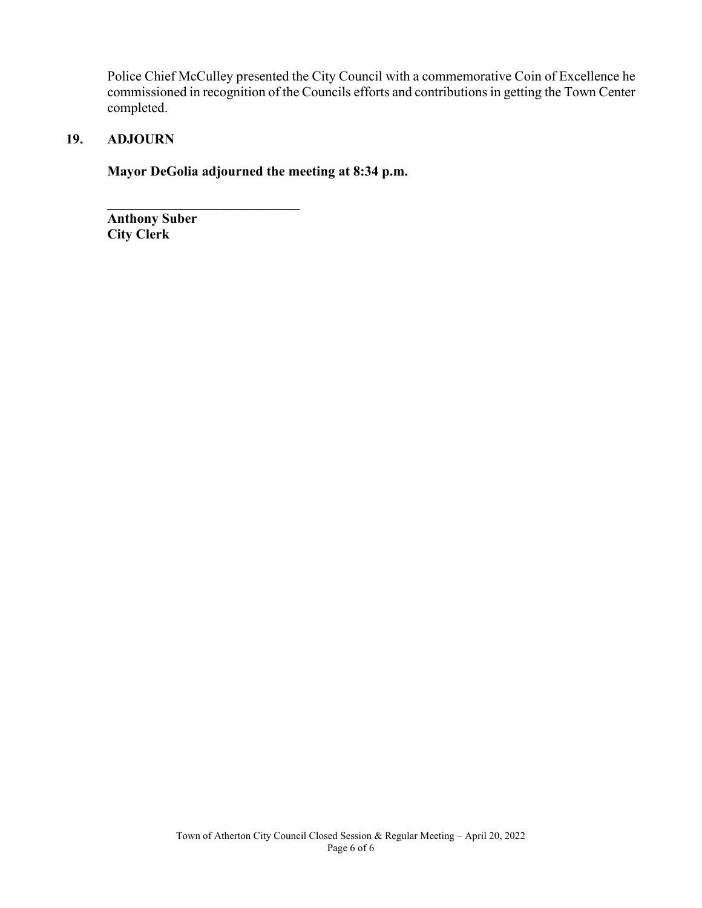Police Chief McCulley presented the City Council with a commemorative Coin of Excellence he commissioned in recognition of the Councils efforts and contributions in getting the Town Center completed.

## 19. ADJOURN

**Mayor DeGolia adjourned the meeting at 8:34 p.m.**

**____________________________**
**Anthony Suber**
**City Clerk**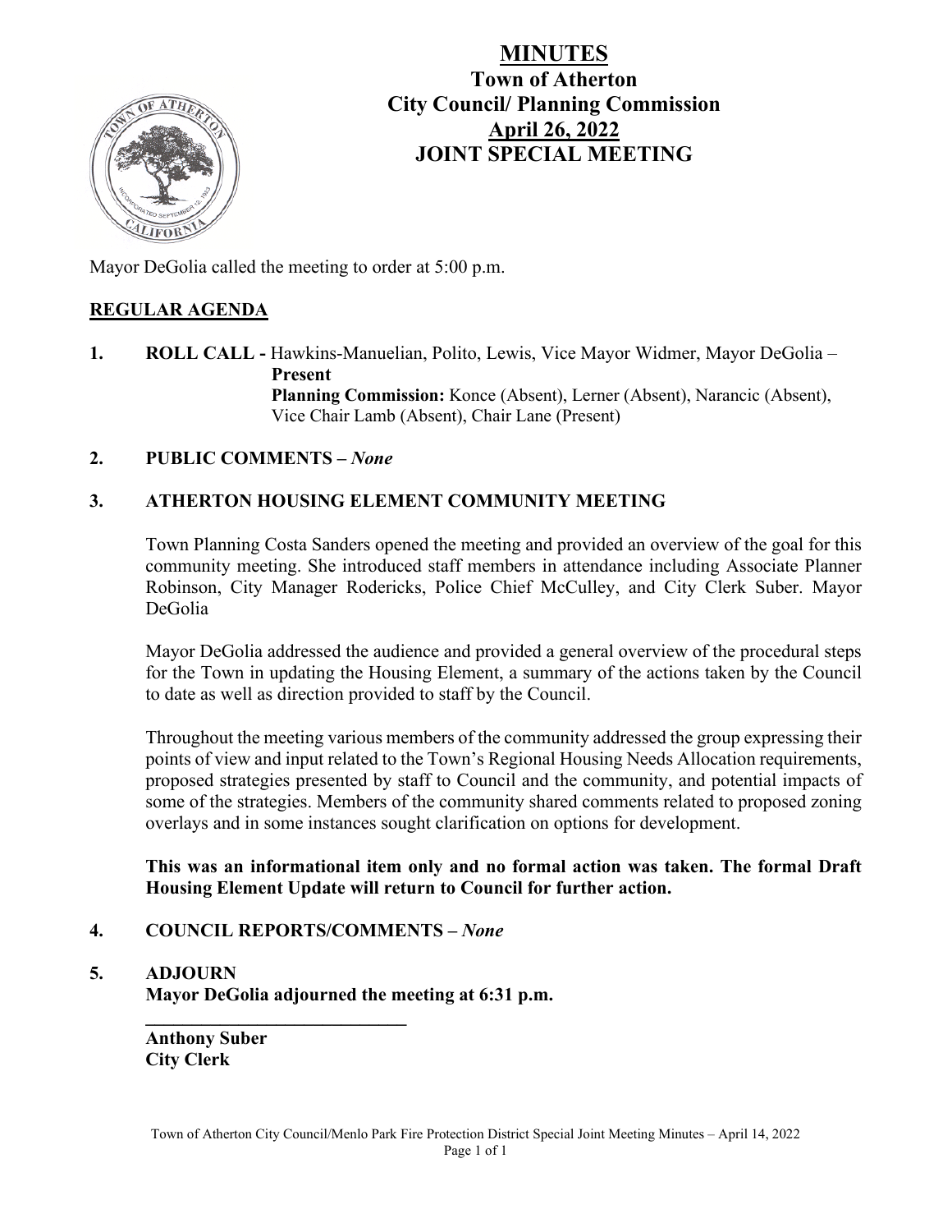# MINUTES

## Town of Atherton
## City Council/ Planning Commission
## April 26, 2022
## JOINT SPECIAL MEETING

Mayor DeGolia called the meeting to order at 5:00 p.m.

**REGULAR AGENDA**

**1. ROLL CALL -** Hawkins-Manuelian, Polito, Lewis, Vice Mayor Widmer, Mayor DeGolia – **Present**
**Planning Commission:** Konce (Absent), Lerner (Absent), Naranсic (Absent), Vice Chair Lamb (Absent), Chair Lane (Present)

**2. PUBLIC COMMENTS –** ***None***

**3. ATHERTON HOUSING ELEMENT COMMUNITY MEETING**

Town Planning Costa Sanders opened the meeting and provided an overview of the goal for this community meeting. She introduced staff members in attendance including Associate Planner Robinson, City Manager Rodericks, Police Chief McCulley, and City Clerk Suber. Mayor DeGolia

Mayor DeGolia addressed the audience and provided a general overview of the procedural steps for the Town in updating the Housing Element, a summary of the actions taken by the Council to date as well as direction provided to staff by the Council.

Throughout the meeting various members of the community addressed the group expressing their points of view and input related to the Town's Regional Housing Needs Allocation requirements, proposed strategies presented by staff to Council and the community, and potential impacts of some of the strategies. Members of the community shared comments related to proposed zoning overlays and in some instances sought clarification on options for development.

**This was an informational item only and no formal action was taken. The formal Draft Housing Element Update will return to Council for further action.**

**4. COUNCIL REPORTS/COMMENTS –** ***None***

**5. ADJOURN**
**Mayor DeGolia adjourned the meeting at 6:31 p.m.**

**______________________________**
**Anthony Suber**
**City Clerk**

Town of Atherton City Council/Menlo Park Fire Protection District Special Joint Meeting Minutes – April 14, 2022